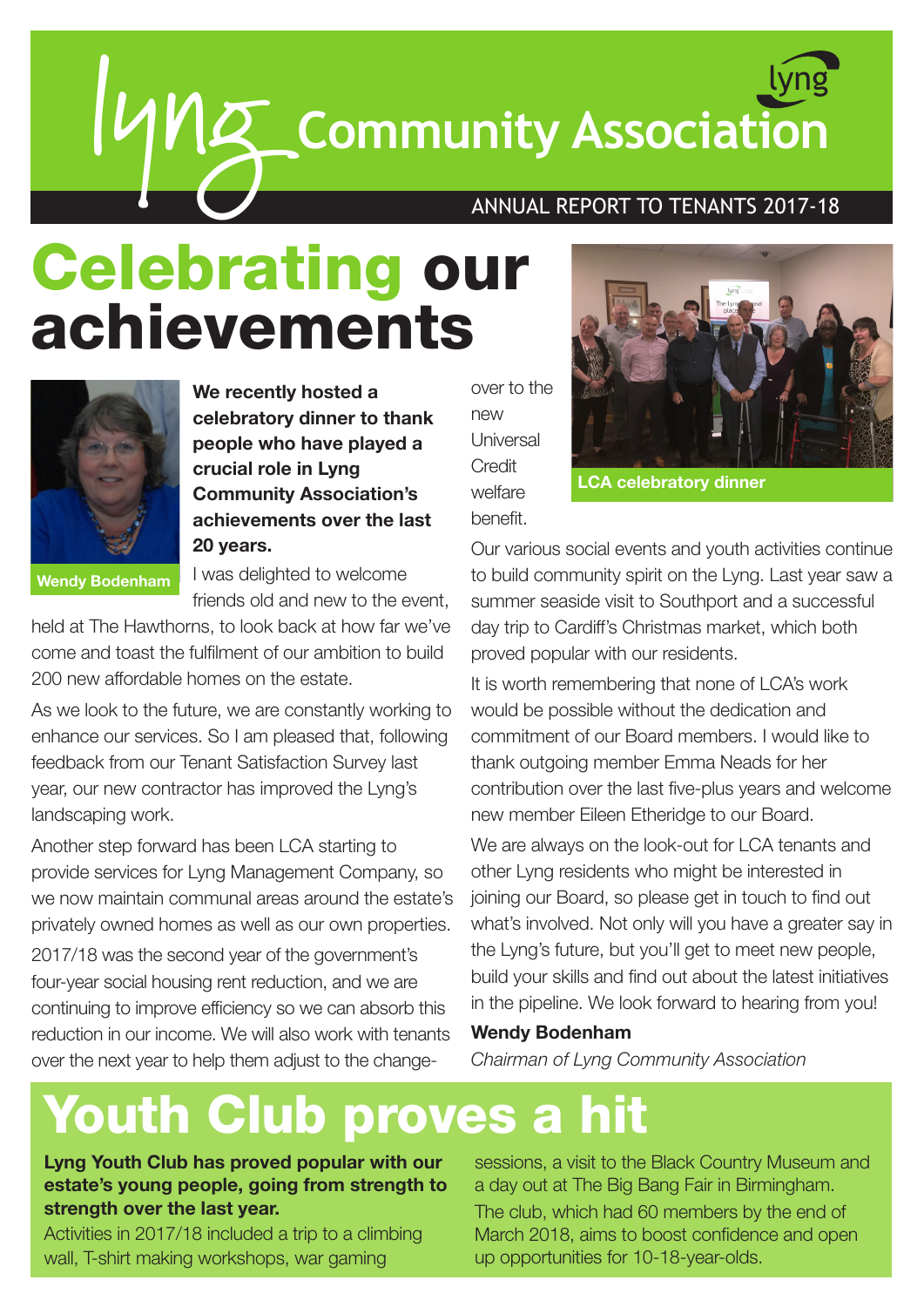# Lyng Community Association

ANNUAL REPORT TO TENANTS 2017-18

# Celebrating our achievements

Wendy Bodenham

**We recently hosted a celebratory dinner to thank people who have played a crucial role in Lyng Community Association's achievements over the last 20 years.**

I was delighted to welcome friends old and new to the event, held at The Hawthorns, to look back at how far we've come and toast the fulfilment of our ambition to build 200 new affordable homes on the estate.

As we look to the future, we are constantly working to enhance our services. So I am pleased that, following feedback from our Tenant Satisfaction Survey last year, our new contractor has improved the Lyng's landscaping work.

Another step forward has been LCA starting to provide services for Lyng Management Company, so we now maintain communal areas around the estate's privately owned homes as well as our own properties.

2017/18 was the second year of the government's four-year social housing rent reduction, and we are continuing to improve efficiency so we can absorb this reduction in our income. We will also work with tenants over the next year to help them adjust to the change-over to the new Universal Credit welfare benefit.

LCA celebratory dinner

Our various social events and youth activities continue to build community spirit on the Lyng. Last year saw a summer seaside visit to Southport and a successful day trip to Cardiff's Christmas market, which both proved popular with our residents.

It is worth remembering that none of LCA's work would be possible without the dedication and commitment of our Board members. I would like to thank outgoing member Emma Neads for her contribution over the last five-plus years and welcome new member Eileen Etheridge to our Board.

We are always on the look-out for LCA tenants and other Lyng residents who might be interested in joining our Board, so please get in touch to find out what's involved. Not only will you have a greater say in the Lyng's future, but you'll get to meet new people, build your skills and find out about the latest initiatives in the pipeline. We look forward to hearing from you!

**Wendy Bodenham**
*Chairman of Lyng Community Association*

# Youth Club proves a hit

**Lyng Youth Club has proved popular with our estate's young people, going from strength to strength over the last year.**

Activities in 2017/18 included a trip to a climbing wall, T-shirt making workshops, war gaming sessions, a visit to the Black Country Museum and a day out at The Big Bang Fair in Birmingham.

The club, which had 60 members by the end of March 2018, aims to boost confidence and open up opportunities for 10-18-year-olds.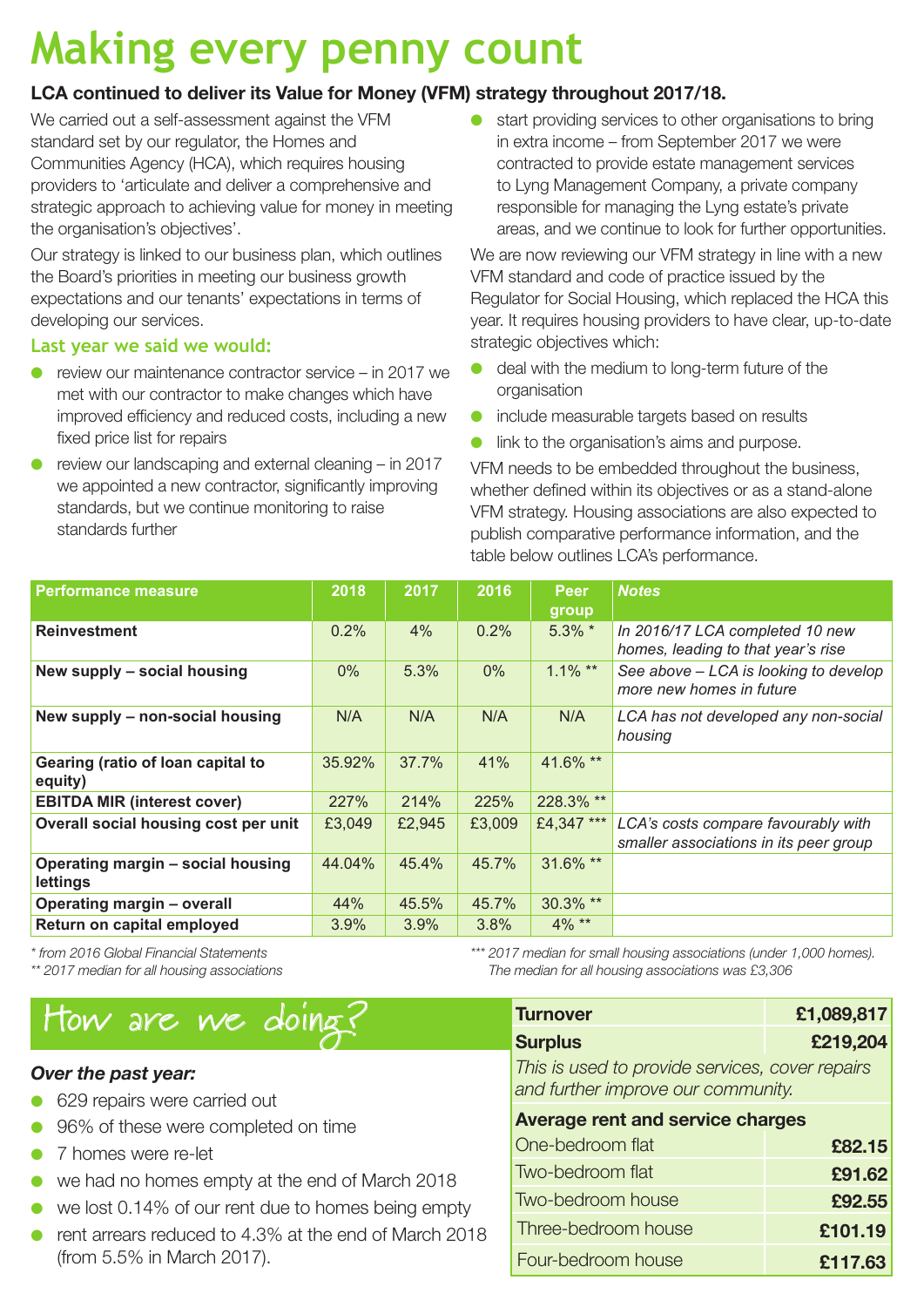# Making every penny count

**LCA continued to deliver its Value for Money (VFM) strategy throughout 2017/18.**

We carried out a self-assessment against the VFM standard set by our regulator, the Homes and Communities Agency (HCA), which requires housing providers to 'articulate and deliver a comprehensive and strategic approach to achieving value for money in meeting the organisation's objectives'.

Our strategy is linked to our business plan, which outlines the Board's priorities in meeting our business growth expectations and our tenants' expectations in terms of developing our services.

### Last year we said we would:

- review our maintenance contractor service – in 2017 we met with our contractor to make changes which have improved efficiency and reduced costs, including a new fixed price list for repairs
- review our landscaping and external cleaning – in 2017 we appointed a new contractor, significantly improving standards, but we continue monitoring to raise standards further
- start providing services to other organisations to bring in extra income – from September 2017 we were contracted to provide estate management services to Lyng Management Company, a private company responsible for managing the Lyng estate's private areas, and we continue to look for further opportunities.

We are now reviewing our VFM strategy in line with a new VFM standard and code of practice issued by the Regulator for Social Housing, which replaced the HCA this year. It requires housing providers to have clear, up-to-date strategic objectives which:

- deal with the medium to long-term future of the organisation
- include measurable targets based on results
- link to the organisation's aims and purpose.

VFM needs to be embedded throughout the business, whether defined within its objectives or as a stand-alone VFM strategy. Housing associations are also expected to publish comparative performance information, and the table below outlines LCA's performance.

| Performance measure | 2018 | 2017 | 2016 | Peer group | *Notes* |
|---|---|---|---|---|---|
| **Reinvestment** | 0.2% | 4% | 0.2% | 5.3% * | *In 2016/17 LCA completed 10 new homes, leading to that year's rise* |
| **New supply – social housing** | 0% | 5.3% | 0% | 1.1% ** | *See above – LCA is looking to develop more new homes in future* |
| **New supply – non-social housing** | N/A | N/A | N/A | N/A | *LCA has not developed any non-social housing* |
| **Gearing (ratio of loan capital to equity)** | 35.92% | 37.7% | 41% | 41.6% ** | |
| **EBITDA MIR (interest cover)** | 227% | 214% | 225% | 228.3% ** | |
| **Overall social housing cost per unit** | £3,049 | £2,945 | £3,009 | £4,347 *** | *LCA's costs compare favourably with smaller associations in its peer group* |
| **Operating margin – social housing lettings** | 44.04% | 45.4% | 45.7% | 31.6% ** | |
| **Operating margin – overall** | 44% | 45.5% | 45.7% | 30.3% ** | |
| **Return on capital employed** | 3.9% | 3.9% | 3.8% | 4% ** | |

*\* from 2016 Global Financial Statements*
*\*\* 2017 median for all housing associations*
*\*\*\* 2017 median for small housing associations (under 1,000 homes). The median for all housing associations was £3,306*

# How are we doing?

***Over the past year:***

- 629 repairs were carried out
- 96% of these were completed on time
- 7 homes were re-let
- we had no homes empty at the end of March 2018
- we lost 0.14% of our rent due to homes being empty
- rent arrears reduced to 4.3% at the end of March 2018 (from 5.5% in March 2017).

| | |
|---|---|
| **Turnover** | **£1,089,817** |
| **Surplus** | **£219,204** |

*This is used to provide services, cover repairs and further improve our community.*

| **Average rent and service charges** | |
|---|---|
| One-bedroom flat | **£82.15** |
| Two-bedroom flat | **£91.62** |
| Two-bedroom house | **£92.55** |
| Three-bedroom house | **£101.19** |
| Four-bedroom house | **£117.63** |